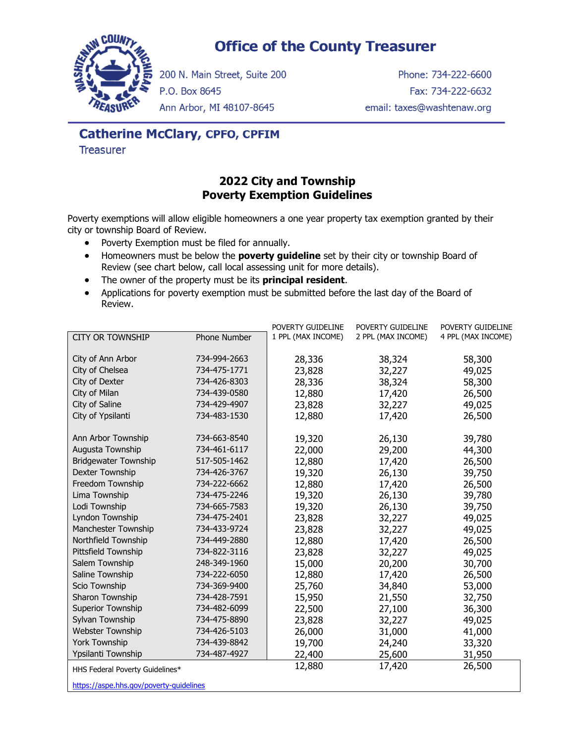# Office of the County Treasurer

200 N. Main Street, Suite 200
P.O. Box 8645
Ann Arbor, MI 48107-8645

Phone: 734-222-6600
Fax: 734-222-6632
email: taxes@washtenaw.org

**Catherine McClary, CPFO, CPFIM**
Treasurer

## 2022 City and Township Poverty Exemption Guidelines

Poverty exemptions will allow eligible homeowners a one year property tax exemption granted by their city or township Board of Review.

- Poverty Exemption must be filed for annually.
- Homeowners must be below the **poverty guideline** set by their city or township Board of Review (see chart below, call local assessing unit for more details).
- The owner of the property must be its **principal resident**.
- Applications for poverty exemption must be submitted before the last day of the Board of Review.

| CITY OR TOWNSHIP | Phone Number | POVERTY GUIDELINE 1 PPL (MAX INCOME) | POVERTY GUIDELINE 2 PPL (MAX INCOME) | POVERTY GUIDELINE 4 PPL (MAX INCOME) |
|---|---|---|---|---|
| City of Ann Arbor | 734-994-2663 | 28,336 | 38,324 | 58,300 |
| City of Chelsea | 734-475-1771 | 23,828 | 32,227 | 49,025 |
| City of Dexter | 734-426-8303 | 28,336 | 38,324 | 58,300 |
| City of Milan | 734-439-0580 | 12,880 | 17,420 | 26,500 |
| City of Saline | 734-429-4907 | 23,828 | 32,227 | 49,025 |
| City of Ypsilanti | 734-483-1530 | 12,880 | 17,420 | 26,500 |
| Ann Arbor Township | 734-663-8540 | 19,320 | 26,130 | 39,780 |
| Augusta Township | 734-461-6117 | 22,000 | 29,200 | 44,300 |
| Bridgewater Township | 517-505-1462 | 12,880 | 17,420 | 26,500 |
| Dexter Township | 734-426-3767 | 19,320 | 26,130 | 39,750 |
| Freedom Township | 734-222-6662 | 12,880 | 17,420 | 26,500 |
| Lima Township | 734-475-2246 | 19,320 | 26,130 | 39,780 |
| Lodi Township | 734-665-7583 | 19,320 | 26,130 | 39,750 |
| Lyndon Township | 734-475-2401 | 23,828 | 32,227 | 49,025 |
| Manchester Township | 734-433-9724 | 23,828 | 32,227 | 49,025 |
| Northfield Township | 734-449-2880 | 12,880 | 17,420 | 26,500 |
| Pittsfield Township | 734-822-3116 | 23,828 | 32,227 | 49,025 |
| Salem Township | 248-349-1960 | 15,000 | 20,200 | 30,700 |
| Saline Township | 734-222-6050 | 12,880 | 17,420 | 26,500 |
| Scio Township | 734-369-9400 | 25,760 | 34,840 | 53,000 |
| Sharon Township | 734-428-7591 | 15,950 | 21,550 | 32,750 |
| Superior Township | 734-482-6099 | 22,500 | 27,100 | 36,300 |
| Sylvan Township | 734-475-8890 | 23,828 | 32,227 | 49,025 |
| Webster Township | 734-426-5103 | 26,000 | 31,000 | 41,000 |
| York Township | 734-439-8842 | 19,700 | 24,240 | 33,320 |
| Ypsilanti Township | 734-487-4927 | 22,400 | 25,600 | 31,950 |
| HHS Federal Poverty Guidelines* | | 12,880 | 17,420 | 26,500 |

https://aspe.hhs.gov/poverty-guidelines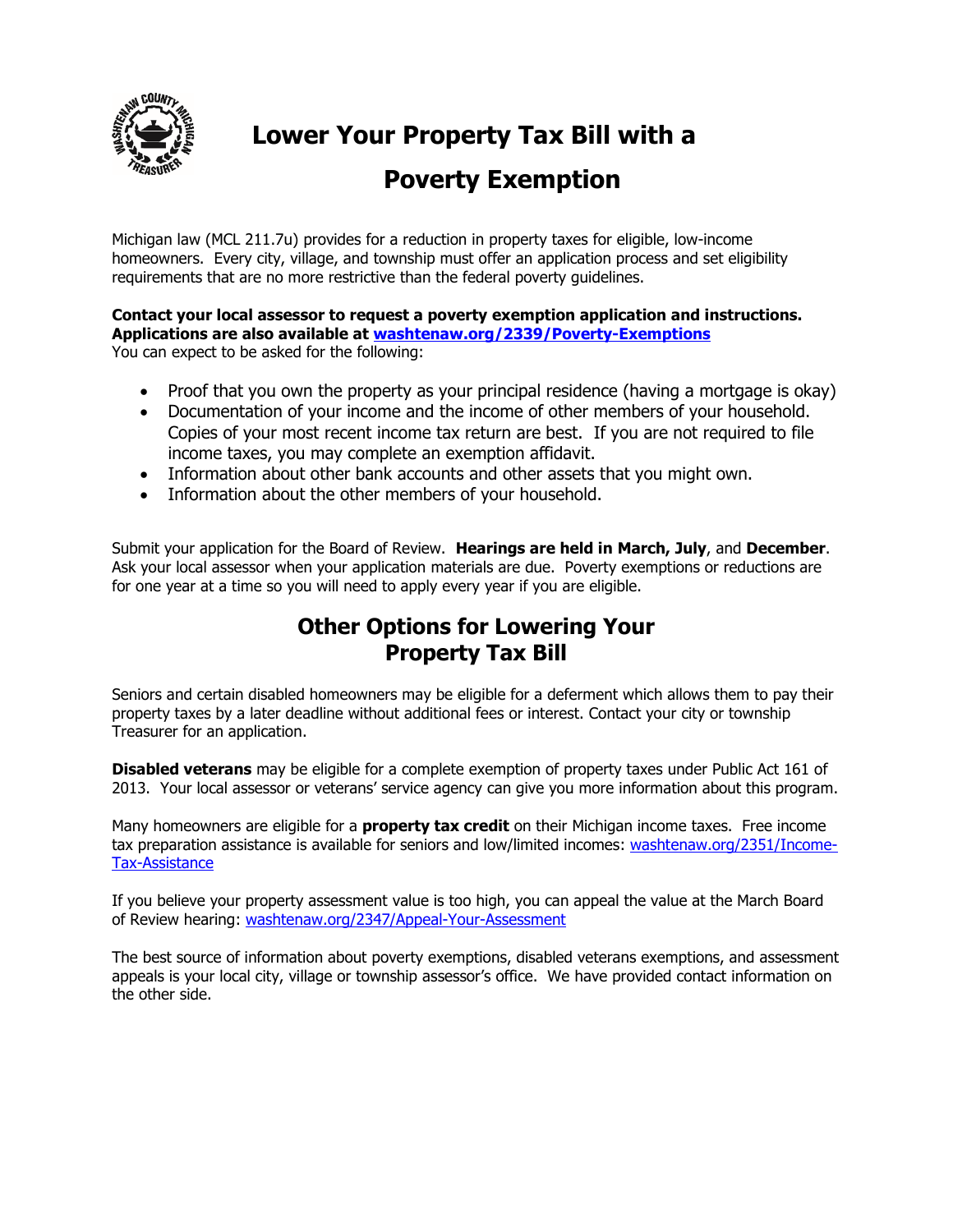# Lower Your Property Tax Bill with a Poverty Exemption

Michigan law (MCL 211.7u) provides for a reduction in property taxes for eligible, low-income homeowners. Every city, village, and township must offer an application process and set eligibility requirements that are no more restrictive than the federal poverty guidelines.

**Contact your local assessor to request a poverty exemption application and instructions. Applications are also available at [washtenaw.org/2339/Poverty-Exemptions](washtenaw.org/2339/Poverty-Exemptions)**
You can expect to be asked for the following:

- Proof that you own the property as your principal residence (having a mortgage is okay)
- Documentation of your income and the income of other members of your household. Copies of your most recent income tax return are best. If you are not required to file income taxes, you may complete an exemption affidavit.
- Information about other bank accounts and other assets that you might own.
- Information about the other members of your household.

Submit your application for the Board of Review. **Hearings are held in March, July**, and **December**. Ask your local assessor when your application materials are due. Poverty exemptions or reductions are for one year at a time so you will need to apply every year if you are eligible.

## Other Options for Lowering Your Property Tax Bill

Seniors and certain disabled homeowners may be eligible for a deferment which allows them to pay their property taxes by a later deadline without additional fees or interest. Contact your city or township Treasurer for an application.

**Disabled veterans** may be eligible for a complete exemption of property taxes under Public Act 161 of 2013. Your local assessor or veterans' service agency can give you more information about this program.

Many homeowners are eligible for a **property tax credit** on their Michigan income taxes. Free income tax preparation assistance is available for seniors and low/limited incomes: [washtenaw.org/2351/Income-Tax-Assistance](washtenaw.org/2351/Income-Tax-Assistance)

If you believe your property assessment value is too high, you can appeal the value at the March Board of Review hearing: [washtenaw.org/2347/Appeal-Your-Assessment](washtenaw.org/2347/Appeal-Your-Assessment)

The best source of information about poverty exemptions, disabled veterans exemptions, and assessment appeals is your local city, village or township assessor's office. We have provided contact information on the other side.